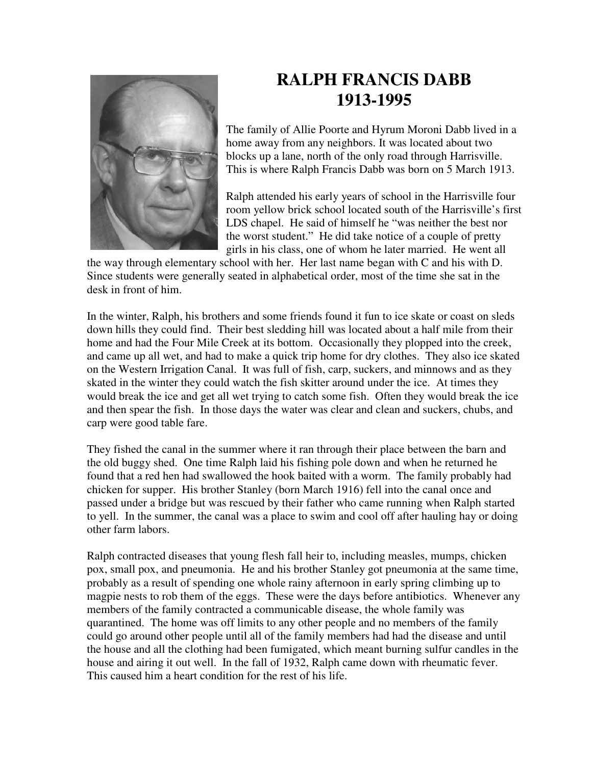# RALPH FRANCIS DABB
# 1913-1995

The family of Allie Poorte and Hyrum Moroni Dabb lived in a home away from any neighbors. It was located about two blocks up a lane, north of the only road through Harrisville. This is where Ralph Francis Dabb was born on 5 March 1913.

Ralph attended his early years of school in the Harrisville four room yellow brick school located south of the Harrisville's first LDS chapel. He said of himself he "was neither the best nor the worst student." He did take notice of a couple of pretty girls in his class, one of whom he later married. He went all the way through elementary school with her. Her last name began with C and his with D. Since students were generally seated in alphabetical order, most of the time she sat in the desk in front of him.

In the winter, Ralph, his brothers and some friends found it fun to ice skate or coast on sleds down hills they could find. Their best sledding hill was located about a half mile from their home and had the Four Mile Creek at its bottom. Occasionally they plopped into the creek, and came up all wet, and had to make a quick trip home for dry clothes. They also ice skated on the Western Irrigation Canal. It was full of fish, carp, suckers, and minnows and as they skated in the winter they could watch the fish skitter around under the ice. At times they would break the ice and get all wet trying to catch some fish. Often they would break the ice and then spear the fish. In those days the water was clear and clean and suckers, chubs, and carp were good table fare.

They fished the canal in the summer where it ran through their place between the barn and the old buggy shed. One time Ralph laid his fishing pole down and when he returned he found that a red hen had swallowed the hook baited with a worm. The family probably had chicken for supper. His brother Stanley (born March 1916) fell into the canal once and passed under a bridge but was rescued by their father who came running when Ralph started to yell. In the summer, the canal was a place to swim and cool off after hauling hay or doing other farm labors.

Ralph contracted diseases that young flesh fall heir to, including measles, mumps, chicken pox, small pox, and pneumonia. He and his brother Stanley got pneumonia at the same time, probably as a result of spending one whole rainy afternoon in early spring climbing up to magpie nests to rob them of the eggs. These were the days before antibiotics. Whenever any members of the family contracted a communicable disease, the whole family was quarantined. The home was off limits to any other people and no members of the family could go around other people until all of the family members had had the disease and until the house and all the clothing had been fumigated, which meant burning sulfur candles in the house and airing it out well. In the fall of 1932, Ralph came down with rheumatic fever. This caused him a heart condition for the rest of his life.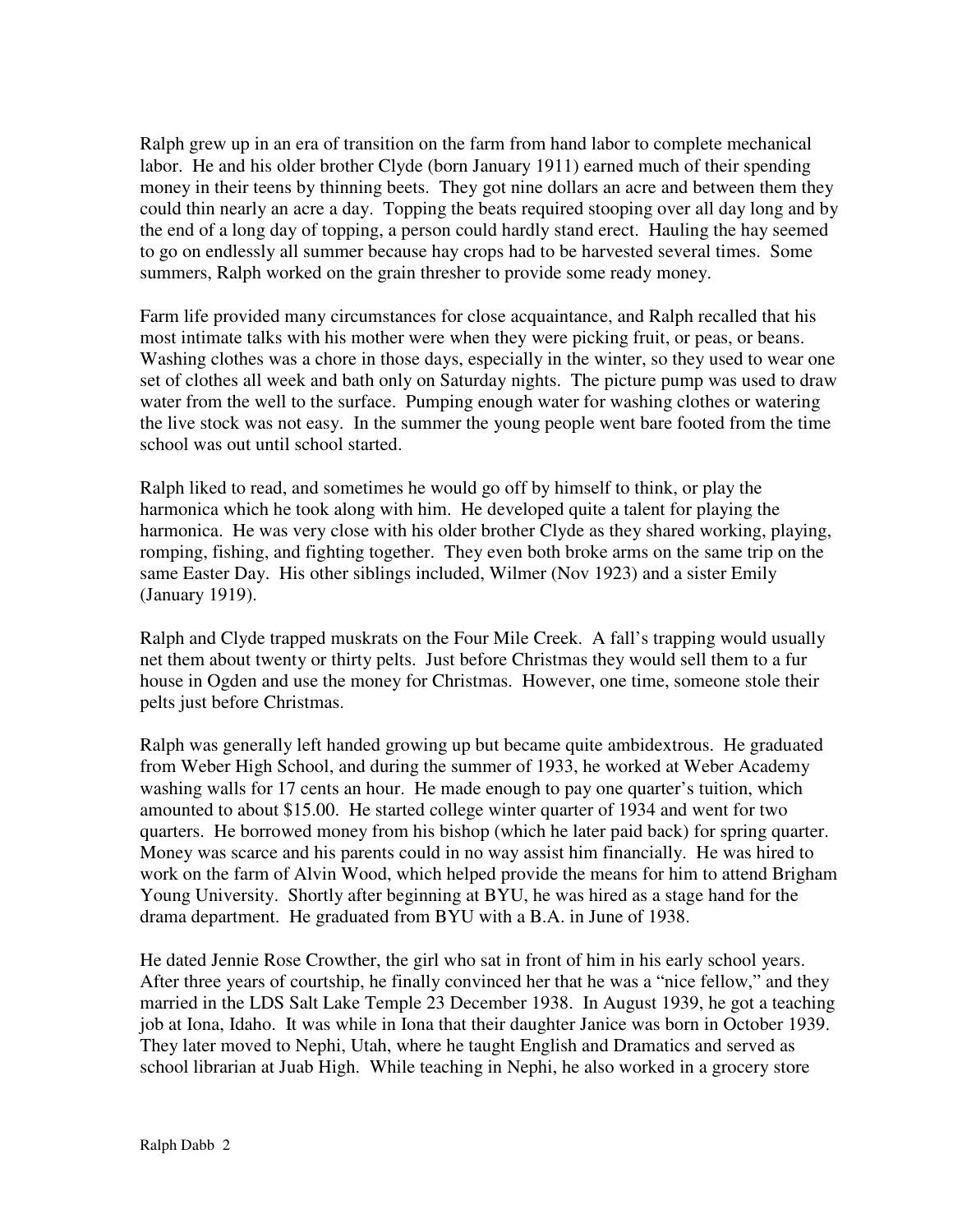Ralph grew up in an era of transition on the farm from hand labor to complete mechanical labor. He and his older brother Clyde (born January 1911) earned much of their spending money in their teens by thinning beets. They got nine dollars an acre and between them they could thin nearly an acre a day. Topping the beats required stooping over all day long and by the end of a long day of topping, a person could hardly stand erect. Hauling the hay seemed to go on endlessly all summer because hay crops had to be harvested several times. Some summers, Ralph worked on the grain thresher to provide some ready money.

Farm life provided many circumstances for close acquaintance, and Ralph recalled that his most intimate talks with his mother were when they were picking fruit, or peas, or beans. Washing clothes was a chore in those days, especially in the winter, so they used to wear one set of clothes all week and bath only on Saturday nights. The picture pump was used to draw water from the well to the surface. Pumping enough water for washing clothes or watering the live stock was not easy. In the summer the young people went bare footed from the time school was out until school started.

Ralph liked to read, and sometimes he would go off by himself to think, or play the harmonica which he took along with him. He developed quite a talent for playing the harmonica. He was very close with his older brother Clyde as they shared working, playing, romping, fishing, and fighting together. They even both broke arms on the same trip on the same Easter Day. His other siblings included, Wilmer (Nov 1923) and a sister Emily (January 1919).

Ralph and Clyde trapped muskrats on the Four Mile Creek. A fall's trapping would usually net them about twenty or thirty pelts. Just before Christmas they would sell them to a fur house in Ogden and use the money for Christmas. However, one time, someone stole their pelts just before Christmas.

Ralph was generally left handed growing up but became quite ambidextrous. He graduated from Weber High School, and during the summer of 1933, he worked at Weber Academy washing walls for 17 cents an hour. He made enough to pay one quarter's tuition, which amounted to about $15.00. He started college winter quarter of 1934 and went for two quarters. He borrowed money from his bishop (which he later paid back) for spring quarter. Money was scarce and his parents could in no way assist him financially. He was hired to work on the farm of Alvin Wood, which helped provide the means for him to attend Brigham Young University. Shortly after beginning at BYU, he was hired as a stage hand for the drama department. He graduated from BYU with a B.A. in June of 1938.

He dated Jennie Rose Crowther, the girl who sat in front of him in his early school years. After three years of courtship, he finally convinced her that he was a "nice fellow," and they married in the LDS Salt Lake Temple 23 December 1938. In August 1939, he got a teaching job at Iona, Idaho. It was while in Iona that their daughter Janice was born in October 1939. They later moved to Nephi, Utah, where he taught English and Dramatics and served as school librarian at Juab High. While teaching in Nephi, he also worked in a grocery store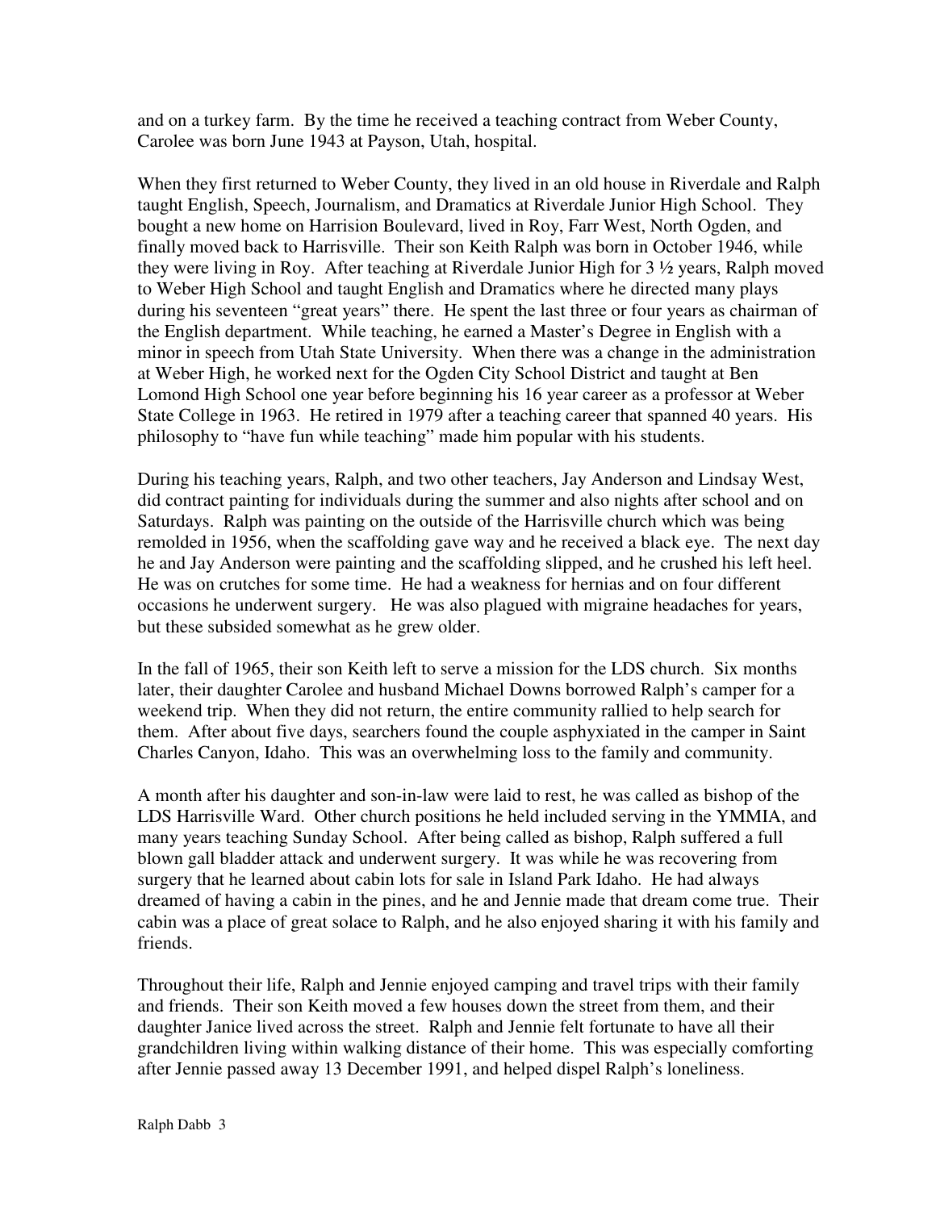and on a turkey farm. By the time he received a teaching contract from Weber County, Carolee was born June 1943 at Payson, Utah, hospital.

When they first returned to Weber County, they lived in an old house in Riverdale and Ralph taught English, Speech, Journalism, and Dramatics at Riverdale Junior High School. They bought a new home on Harrision Boulevard, lived in Roy, Farr West, North Ogden, and finally moved back to Harrisville. Their son Keith Ralph was born in October 1946, while they were living in Roy. After teaching at Riverdale Junior High for 3 ½ years, Ralph moved to Weber High School and taught English and Dramatics where he directed many plays during his seventeen "great years" there. He spent the last three or four years as chairman of the English department. While teaching, he earned a Master's Degree in English with a minor in speech from Utah State University. When there was a change in the administration at Weber High, he worked next for the Ogden City School District and taught at Ben Lomond High School one year before beginning his 16 year career as a professor at Weber State College in 1963. He retired in 1979 after a teaching career that spanned 40 years. His philosophy to "have fun while teaching" made him popular with his students.

During his teaching years, Ralph, and two other teachers, Jay Anderson and Lindsay West, did contract painting for individuals during the summer and also nights after school and on Saturdays. Ralph was painting on the outside of the Harrisville church which was being remolded in 1956, when the scaffolding gave way and he received a black eye. The next day he and Jay Anderson were painting and the scaffolding slipped, and he crushed his left heel. He was on crutches for some time. He had a weakness for hernias and on four different occasions he underwent surgery. He was also plagued with migraine headaches for years, but these subsided somewhat as he grew older.

In the fall of 1965, their son Keith left to serve a mission for the LDS church. Six months later, their daughter Carolee and husband Michael Downs borrowed Ralph's camper for a weekend trip. When they did not return, the entire community rallied to help search for them. After about five days, searchers found the couple asphyxiated in the camper in Saint Charles Canyon, Idaho. This was an overwhelming loss to the family and community.

A month after his daughter and son-in-law were laid to rest, he was called as bishop of the LDS Harrisville Ward. Other church positions he held included serving in the YMMIA, and many years teaching Sunday School. After being called as bishop, Ralph suffered a full blown gall bladder attack and underwent surgery. It was while he was recovering from surgery that he learned about cabin lots for sale in Island Park Idaho. He had always dreamed of having a cabin in the pines, and he and Jennie made that dream come true. Their cabin was a place of great solace to Ralph, and he also enjoyed sharing it with his family and friends.

Throughout their life, Ralph and Jennie enjoyed camping and travel trips with their family and friends. Their son Keith moved a few houses down the street from them, and their daughter Janice lived across the street. Ralph and Jennie felt fortunate to have all their grandchildren living within walking distance of their home. This was especially comforting after Jennie passed away 13 December 1991, and helped dispel Ralph's loneliness.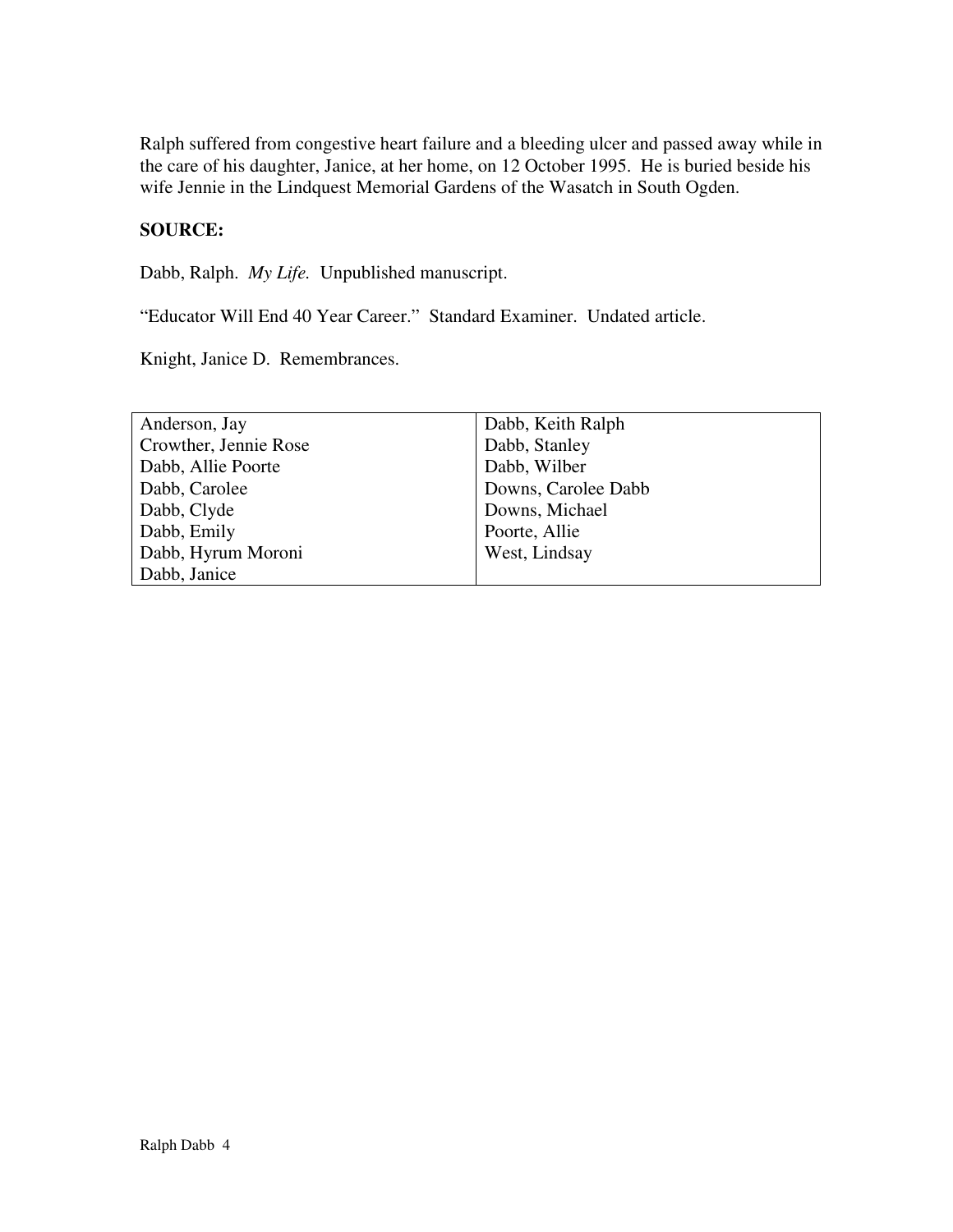Ralph suffered from congestive heart failure and a bleeding ulcer and passed away while in the care of his daughter, Janice, at her home, on 12 October 1995. He is buried beside his wife Jennie in the Lindquest Memorial Gardens of the Wasatch in South Ogden.

**SOURCE:**

Dabb, Ralph. *My Life.* Unpublished manuscript.

"Educator Will End 40 Year Career." Standard Examiner. Undated article.

Knight, Janice D. Remembrances.

| | |
|---|---|
| Anderson, Jay | Dabb, Keith Ralph |
| Crowther, Jennie Rose | Dabb, Stanley |
| Dabb, Allie Poorte | Dabb, Wilber |
| Dabb, Carolee | Downs, Carolee Dabb |
| Dabb, Clyde | Downs, Michael |
| Dabb, Emily | Poorte, Allie |
| Dabb, Hyrum Moroni | West, Lindsay |
| Dabb, Janice | |